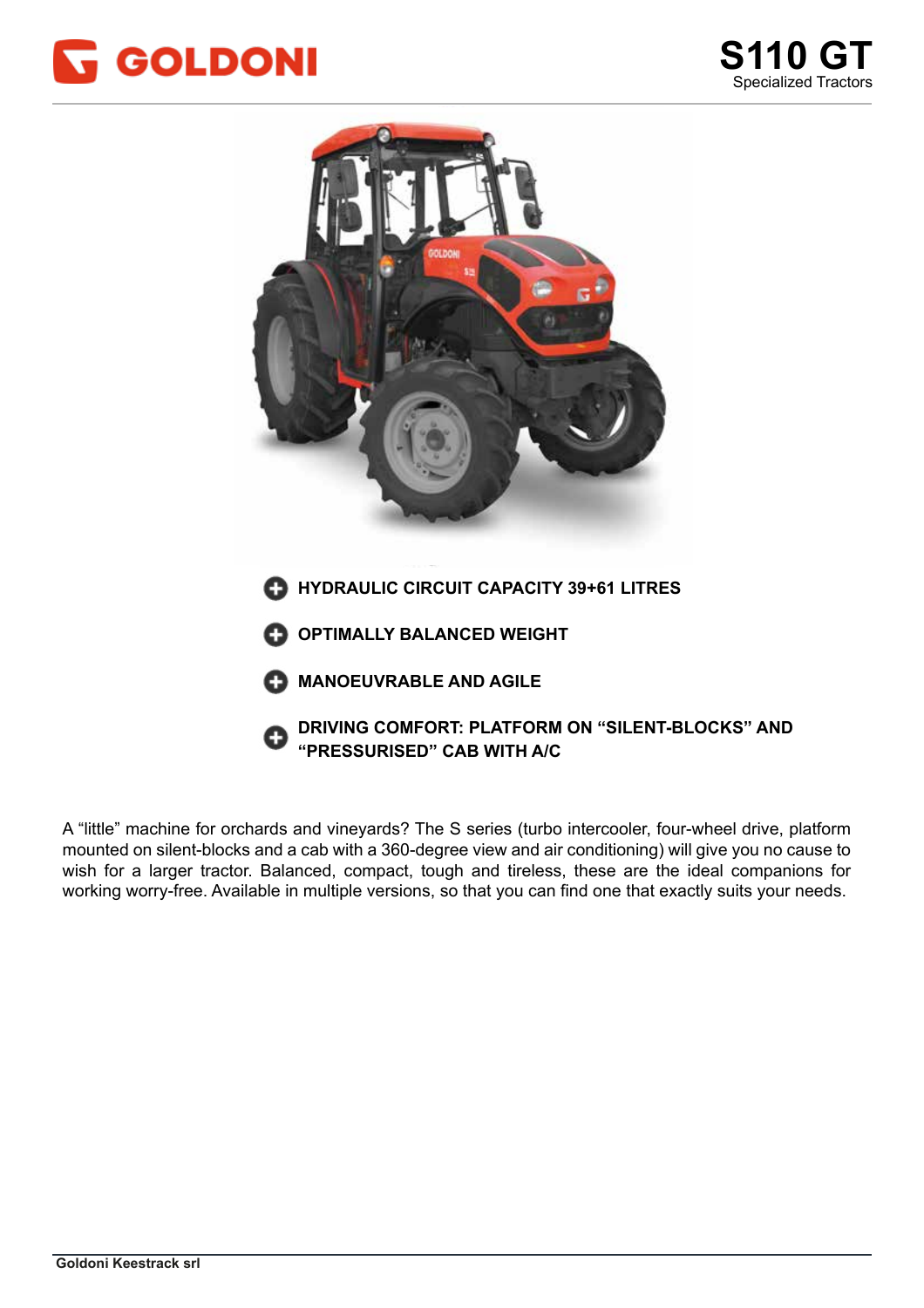GOLDONI

# S110 GT

Specialized Tractors

- **HYDRAULIC CIRCUIT CAPACITY 39+61 LITRES**
- **OPTIMALLY BALANCED WEIGHT**
- **MANOEUVRABLE AND AGILE**
- **DRIVING COMFORT: PLATFORM ON "SILENT-BLOCKS" AND "PRESSURISED" CAB WITH A/C**

A "little" machine for orchards and vineyards? The S series (turbo intercooler, four-wheel drive, platform mounted on silent-blocks and a cab with a 360-degree view and air conditioning) will give you no cause to wish for a larger tractor. Balanced, compact, tough and tireless, these are the ideal companions for working worry-free. Available in multiple versions, so that you can find one that exactly suits your needs.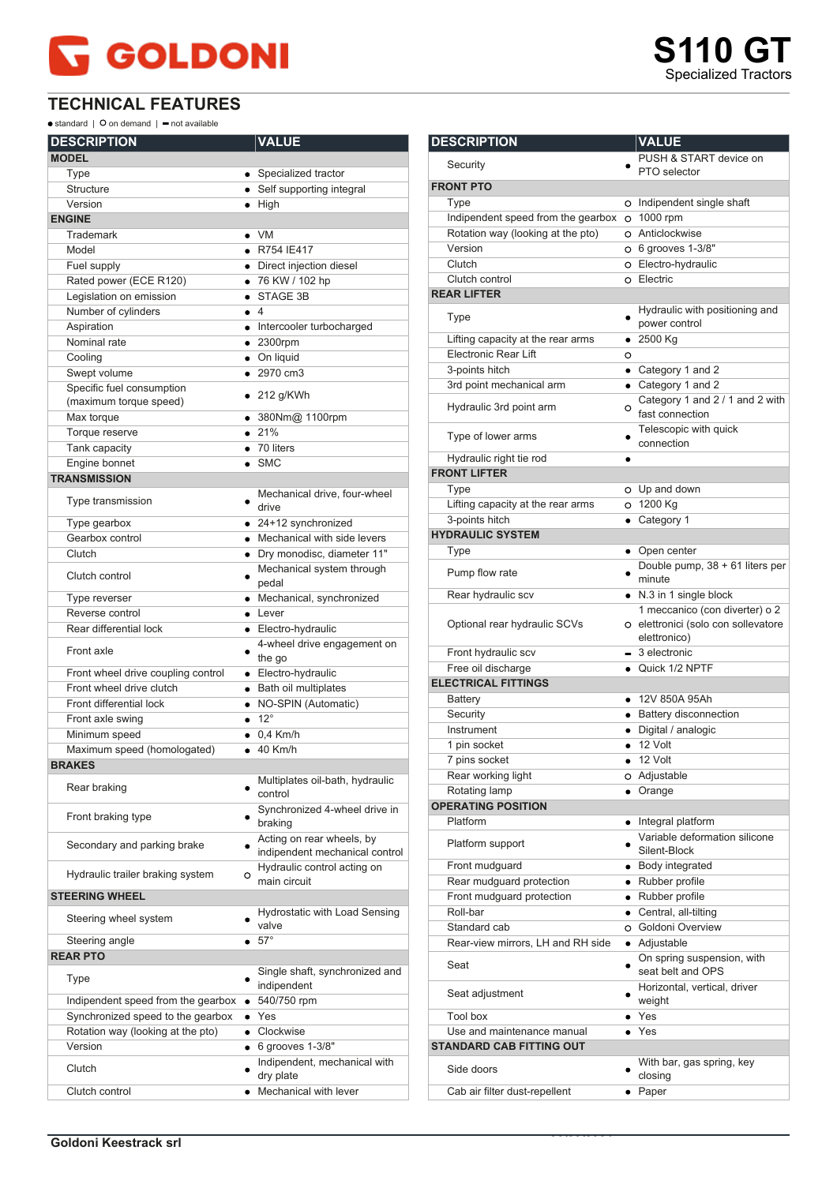# GOLDONI

# S110 GT
Specialized Tractors

## TECHNICAL FEATURES

● standard | ○ on demand | ▬ not available

| DESCRIPTION | | VALUE |
|---|---|---|
| **MODEL** | | |
| Type | ● | Specialized tractor |
| Structure | ● | Self supporting integral |
| Version | ● | High |
| **ENGINE** | | |
| Trademark | ● | VM |
| Model | ● | R754 IE417 |
| Fuel supply | ● | Direct injection diesel |
| Rated power (ECE R120) | ● | 76 KW / 102 hp |
| Legislation on emission | ● | STAGE 3B |
| Number of cylinders | ● | 4 |
| Aspiration | ● | Intercooler turbocharged |
| Nominal rate | ● | 2300rpm |
| Cooling | ● | On liquid |
| Swept volume | ● | 2970 cm3 |
| Specific fuel consumption (maximum torque speed) | ● | 212 g/KWh |
| Max torque | ● | 380Nm@ 1100rpm |
| Torque reserve | ● | 21% |
| Tank capacity | ● | 70 liters |
| Engine bonnet | ● | SMC |
| **TRANSMISSION** | | |
| Type transmission | ● | Mechanical drive, four-wheel drive |
| Type gearbox | ● | 24+12 synchronized |
| Gearbox control | ● | Mechanical with side levers |
| Clutch | ● | Dry monodisc, diameter 11" |
| Clutch control | ● | Mechanical system through pedal |
| Type reverser | ● | Mechanical, synchronized |
| Reverse control | ● | Lever |
| Rear differential lock | ● | Electro-hydraulic |
| Front axle | ● | 4-wheel drive engagement on the go |
| Front wheel drive coupling control | ● | Electro-hydraulic |
| Front wheel drive clutch | ● | Bath oil multiplates |
| Front differential lock | ● | NO-SPIN (Automatic) |
| Front axle swing | ● | 12° |
| Minimum speed | ● | 0,4 Km/h |
| Maximum speed (homologated) | ● | 40 Km/h |
| **BRAKES** | | |
| Rear braking | ● | Multiplates oil-bath, hydraulic control |
| Front braking type | ● | Synchronized 4-wheel drive in braking |
| Secondary and parking brake | ● | Acting on rear wheels, by indipendent mechanical control |
| Hydraulic trailer braking system | ○ | Hydraulic control acting on main circuit |
| **STEERING WHEEL** | | |
| Steering wheel system | ● | Hydrostatic with Load Sensing valve |
| Steering angle | ● | 57° |
| **REAR PTO** | | |
| Type | ● | Single shaft, synchronized and indipendent |
| Indipendent speed from the gearbox | ● | 540/750 rpm |
| Synchronized speed to the gearbox | ● | Yes |
| Rotation way (looking at the pto) | ● | Clockwise |
| Version | ● | 6 grooves 1-3/8" |
| Clutch | ● | Indipendent, mechanical with dry plate |
| Clutch control | ● | Mechanical with lever |
| Security | ● | PUSH & START device on PTO selector |
| **FRONT PTO** | | |
| Type | ○ | Independent single shaft |
| Independent speed from the gearbox | ○ | 1000 rpm |
| Rotation way (looking at the pto) | ○ | Anticlockwise |
| Version | ○ | 6 grooves 1-3/8" |
| Clutch | ○ | Electro-hydraulic |
| Clutch control | ○ | Electric |
| **REAR LIFTER** | | |
| Type | ● | Hydraulic with positioning and power control |
| Lifting capacity at the rear arms | ● | 2500 Kg |
| Electronic Rear Lift | ○ | |
| 3-points hitch | ● | Category 1 and 2 |
| 3rd point mechanical arm | ● | Category 1 and 2 |
| Hydraulic 3rd point arm | ○ | Category 1 and 2 / 1 and 2 with fast connection |
| Type of lower arms | ● | Telescopic with quick connection |
| Hydraulic right tie rod | ● | |
| **FRONT LIFTER** | | |
| Type | ○ | Up and down |
| Lifting capacity at the rear arms | ○ | 1200 Kg |
| 3-points hitch | ● | Category 1 |
| **HYDRAULIC SYSTEM** | | |
| Type | ● | Open center |
| Pump flow rate | ● | Double pump, 38 + 61 liters per minute |
| Rear hydraulic scv | ● | N.3 in 1 single block |
| Optional rear hydraulic SCVs | ○ | 1 meccanico (con diverter) o 2 elettronici (solo con sollevatore elettronico) |
| Front hydraulic scv | ▬ | 3 electronic |
| Free oil discharge | ● | Quick 1/2 NPTF |
| **ELECTRICAL FITTINGS** | | |
| Battery | ● | 12V 850A 95Ah |
| Security | ● | Battery disconnection |
| Instrument | ● | Digital / analogic |
| 1 pin socket | ● | 12 Volt |
| 7 pins socket | ● | 12 Volt |
| Rear working light | ○ | Adjustable |
| Rotating lamp | ● | Orange |
| **OPERATING POSITION** | | |
| Platform | ● | Integral platform |
| Platform support | ● | Variable deformation silicone Silent-Block |
| Front mudguard | ● | Body integrated |
| Rear mudguard protection | ● | Rubber profile |
| Front mudguard protection | ● | Rubber profile |
| Roll-bar | ● | Central, all-tilting |
| Standard cab | ○ | Goldoni Overview |
| Rear-view mirrors, LH and RH side | ● | Adjustable |
| Seat | ● | On spring suspension, with seat belt and OPS |
| Seat adjustment | ● | Horizontal, vertical, driver weight |
| Tool box | ● | Yes |
| Use and maintenance manual | ● | Yes |
| **STANDARD CAB FITTING OUT** | | |
| Side doors | ● | With bar, gas spring, key closing |
| Cab air filter dust-repellent | ● | Paper |

Goldoni Keestrack srl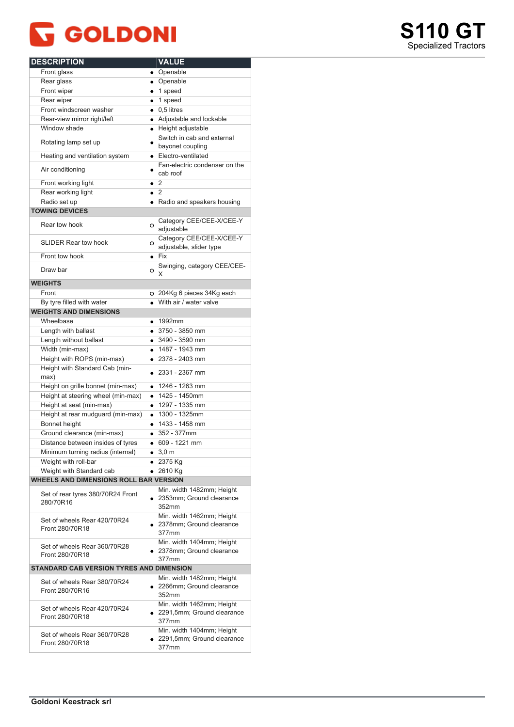# GOLDONI

## S110 GT

Specialized Tractors

| DESCRIPTION | | VALUE |
|---|---|---|
| Front glass | ● | Openable |
| Rear glass | ● | Openable |
| Front wiper | ● | 1 speed |
| Rear wiper | ● | 1 speed |
| Front windscreen washer | ● | 0,5 litres |
| Rear-view mirror right/left | ● | Adjustable and lockable |
| Window shade | ● | Height adjustable |
| Rotating lamp set up | ● | Switch in cab and external bayonet coupling |
| Heating and ventilation system | ● | Electro-ventilated |
| Air conditioning | ● | Fan-electric condenser on the cab roof |
| Front working light | ● | 2 |
| Rear working light | ● | 2 |
| Radio set up | ● | Radio and speakers housing |
| **TOWING DEVICES** | | |
| Rear tow hook | ○ | Category CEE/CEE-X/CEE-Y adjustable |
| SLIDER Rear tow hook | ○ | Category CEE/CEE-X/CEE-Y adjustable, slider type |
| Front tow hook | ● | Fix |
| Draw bar | ○ | Swinging, category CEE/CEE-X |
| **WEIGHTS** | | |
| Front | ○ | 204Kg 6 pieces 34Kg each |
| By tyre filled with water | ● | With air / water valve |
| **WEIGHTS AND DIMENSIONS** | | |
| Wheelbase | ● | 1992mm |
| Length with ballast | ● | 3750 - 3850 mm |
| Length without ballast | ● | 3490 - 3590 mm |
| Width (min-max) | ● | 1487 - 1943 mm |
| Height with ROPS (min-max) | ● | 2378 - 2403 mm |
| Height with Standard Cab (min-max) | ● | 2331 - 2367 mm |
| Height on grille bonnet (min-max) | ● | 1246 - 1263 mm |
| Height at steering wheel (min-max) | ● | 1425 - 1450mm |
| Height at seat (min-max) | ● | 1297 - 1335 mm |
| Height at rear mudguard (min-max) | ● | 1300 - 1325mm |
| Bonnet height | ● | 1433 - 1458 mm |
| Ground clearance (min-max) | ● | 352 - 377mm |
| Distance between insides of tyres | ● | 609 - 1221 mm |
| Minimum turning radius (internal) | ● | 3,0 m |
| Weight with roll-bar | ● | 2375 Kg |
| Weight with Standard cab | ● | 2610 Kg |
| **WHEELS AND DIMENSIONS ROLL BAR VERSION** | | |
| Set of rear tyres 380/70R24 Front 280/70R16 | ● | Min. width 1482mm; Height 2353mm; Ground clearance 352mm |
| Set of wheels Rear 420/70R24 Front 280/70R18 | ● | Min. width 1462mm; Height 2378mm; Ground clearance 377mm |
| Set of wheels Rear 360/70R28 Front 280/70R18 | ● | Min. width 1404mm; Height 2378mm; Ground clearance 377mm |
| **STANDARD CAB VERSION TYRES AND DIMENSION** | | |
| Set of wheels Rear 380/70R24 Front 280/70R16 | ● | Min. width 1482mm; Height 2266mm; Ground clearance 352mm |
| Set of wheels Rear 420/70R24 Front 280/70R18 | ● | Min. width 1462mm; Height 2291,5mm; Ground clearance 377mm |
| Set of wheels Rear 360/70R28 Front 280/70R18 | ● | Min. width 1404mm; Height 2291,5mm; Ground clearance 377mm |

**Goldoni Keestrack srl**